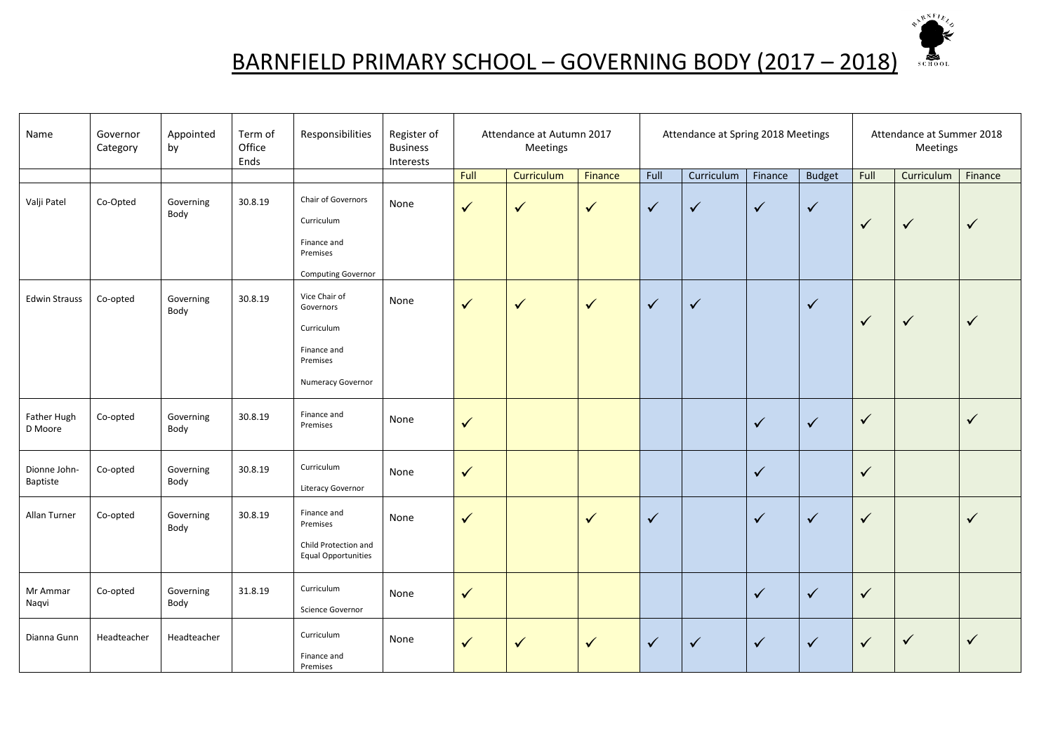# BARNFIELD PRIMARY SCHOOL – GOVERNING BODY (2017 – 2018)

| Name | Governor Category | Appointed by | Term of Office Ends | Responsibilities | Register of Business Interests | Attendance at Autumn 2017 Meetings | | | Attendance at Spring 2018 Meetings | | | | Attendance at Summer 2018 Meetings | | |
|---|---|---|---|---|---|---|---|---|---|---|---|---|---|---|---|
| | | | | | | Full | Curriculum | Finance | Full | Curriculum | Finance | Budget | Full | Curriculum | Finance |
| Valji Patel | Co-Opted | Governing Body | 30.8.19 | Chair of Governors<br>Curriculum<br>Finance and Premises<br>Computing Governor | None | ✓ | ✓ | ✓ | ✓ | ✓ | ✓ | ✓ | ✓ | ✓ | ✓ |
| Edwin Strauss | Co-opted | Governing Body | 30.8.19 | Vice Chair of Governors<br>Curriculum<br>Finance and Premises<br>Numeracy Governor | None | ✓ | ✓ | ✓ | ✓ | ✓ | | ✓ | ✓ | ✓ | ✓ |
| Father Hugh D Moore | Co-opted | Governing Body | 30.8.19 | Finance and Premises | None | ✓ | | | | | ✓ | ✓ | ✓ | | ✓ |
| Dionne John-Baptiste | Co-opted | Governing Body | 30.8.19 | Curriculum<br>Literacy Governor | None | ✓ | | | | | ✓ | | ✓ | | |
| Allan Turner | Co-opted | Governing Body | 30.8.19 | Finance and Premises<br>Child Protection and Equal Opportunities | None | ✓ | | ✓ | ✓ | | ✓ | ✓ | ✓ | | ✓ |
| Mr Ammar Naqvi | Co-opted | Governing Body | 31.8.19 | Curriculum<br>Science Governor | None | ✓ | | | | | ✓ | ✓ | ✓ | | |
| Dianna Gunn | Headteacher | Headteacher | | Curriculum<br>Finance and Premises | None | ✓ | ✓ | ✓ | ✓ | ✓ | ✓ | ✓ | ✓ | ✓ | ✓ |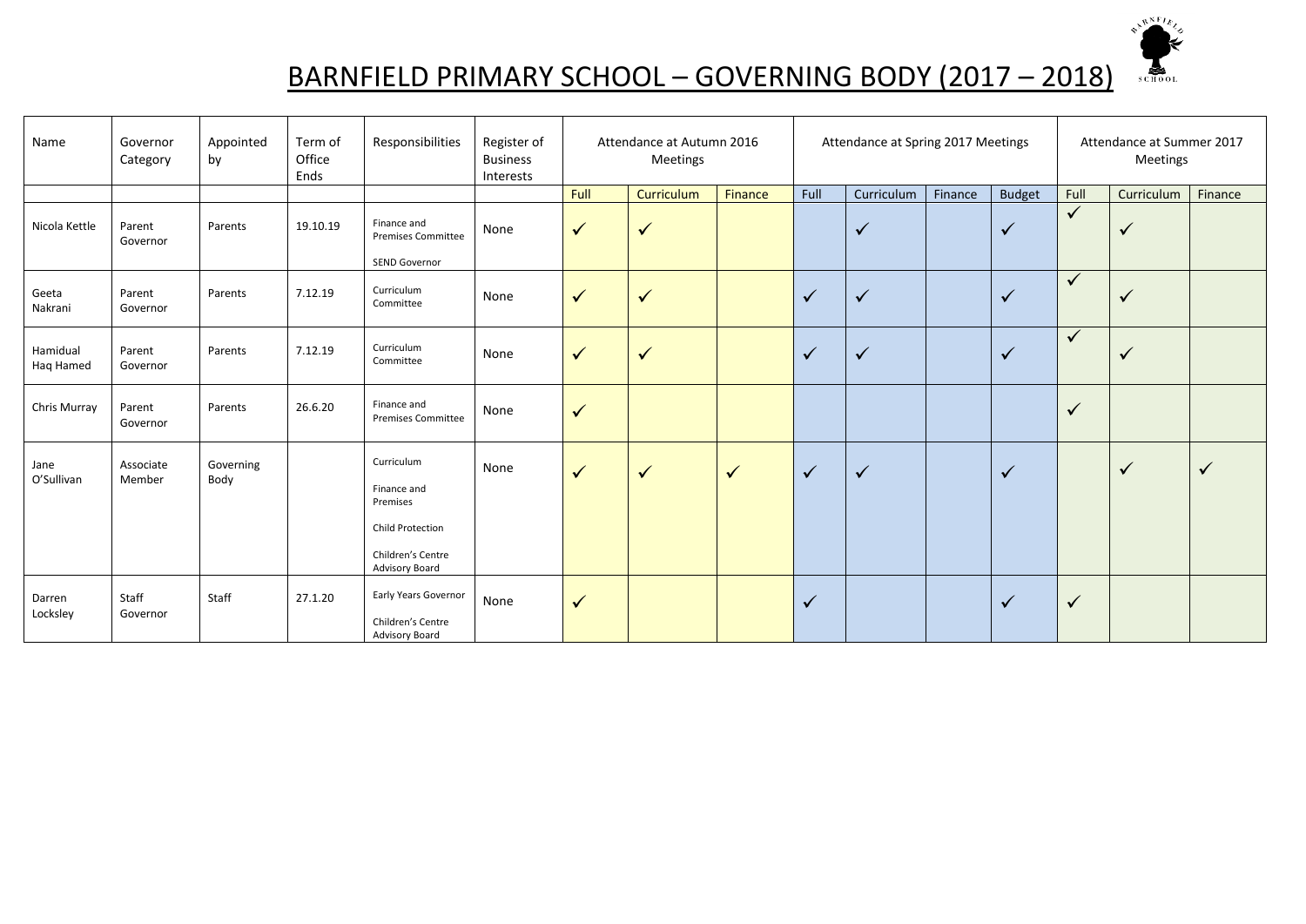# BARNFIELD PRIMARY SCHOOL – GOVERNING BODY (2017 – 2018)

| Name | Governor Category | Appointed by | Term of Office Ends | Responsibilities | Register of Business Interests | Attendance at Autumn 2016 Meetings | | | Attendance at Spring 2017 Meetings | | | | Attendance at Summer 2017 Meetings | | |
|---|---|---|---|---|---|---|---|---|---|---|---|---|---|---|---|
| | | | | | | Full | Curriculum | Finance | Full | Curriculum | Finance | Budget | Full | Curriculum | Finance |
| Nicola Kettle | Parent Governor | Parents | 19.10.19 | Finance and Premises Committee<br>SEND Governor | None | ✓ | ✓ | | | ✓ | | ✓ | ✓ | ✓ | |
| Geeta Nakrani | Parent Governor | Parents | 7.12.19 | Curriculum Committee | None | ✓ | ✓ | | ✓ | ✓ | | ✓ | ✓ | ✓ | |
| Hamidual Haq Hamed | Parent Governor | Parents | 7.12.19 | Curriculum Committee | None | ✓ | ✓ | | ✓ | ✓ | | ✓ | ✓ | ✓ | |
| Chris Murray | Parent Governor | Parents | 26.6.20 | Finance and Premises Committee | None | ✓ | | | | | | | ✓ | | |
| Jane O'Sullivan | Associate Member | Governing Body | | Curriculum<br>Finance and Premises<br>Child Protection<br>Children's Centre Advisory Board | None | ✓ | ✓ | ✓ | ✓ | ✓ | | ✓ | | ✓ | ✓ |
| Darren Locksley | Staff Governor | Staff | 27.1.20 | Early Years Governor<br>Children's Centre Advisory Board | None | ✓ | | | ✓ | | | ✓ | ✓ | | |